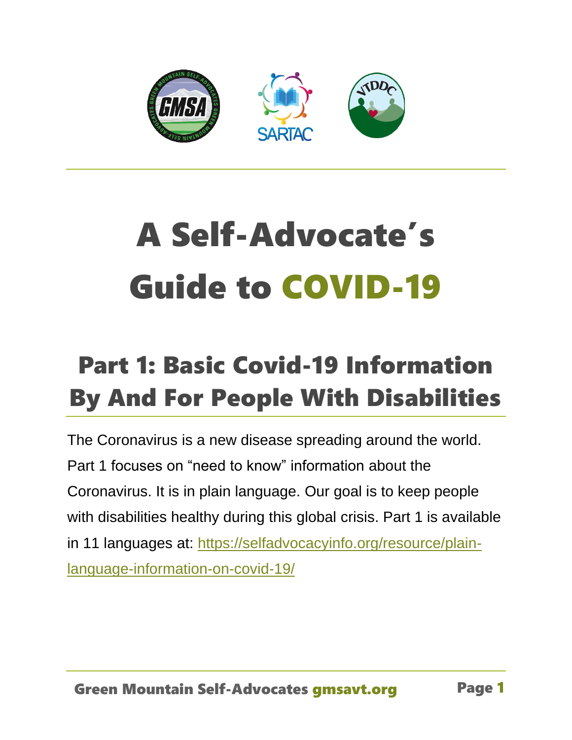# A Self-Advocate's Guide to COVID-19

## Part 1: Basic Covid-19 Information By And For People With Disabilities

The Coronavirus is a new disease spreading around the world. Part 1 focuses on "need to know" information about the Coronavirus. It is in plain language. Our goal is to keep people with disabilities healthy during this global crisis. Part 1 is available in 11 languages at: https://selfadvocacyinfo.org/resource/plain-language-information-on-covid-19/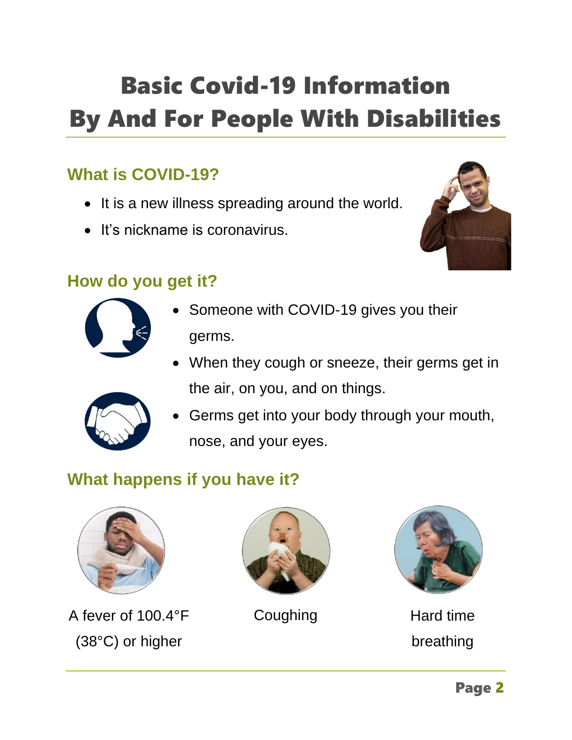# Basic Covid-19 Information By And For People With Disabilities

## What is COVID-19?

- It is a new illness spreading around the world.
- It's nickname is coronavirus.

## How do you get it?

- Someone with COVID-19 gives you their germs.
- When they cough or sneeze, their germs get in the air, on you, and on things.
- Germs get into your body through your mouth, nose, and your eyes.

## What happens if you have it?

A fever of 100.4°F (38°C) or higher

Coughing

Hard time breathing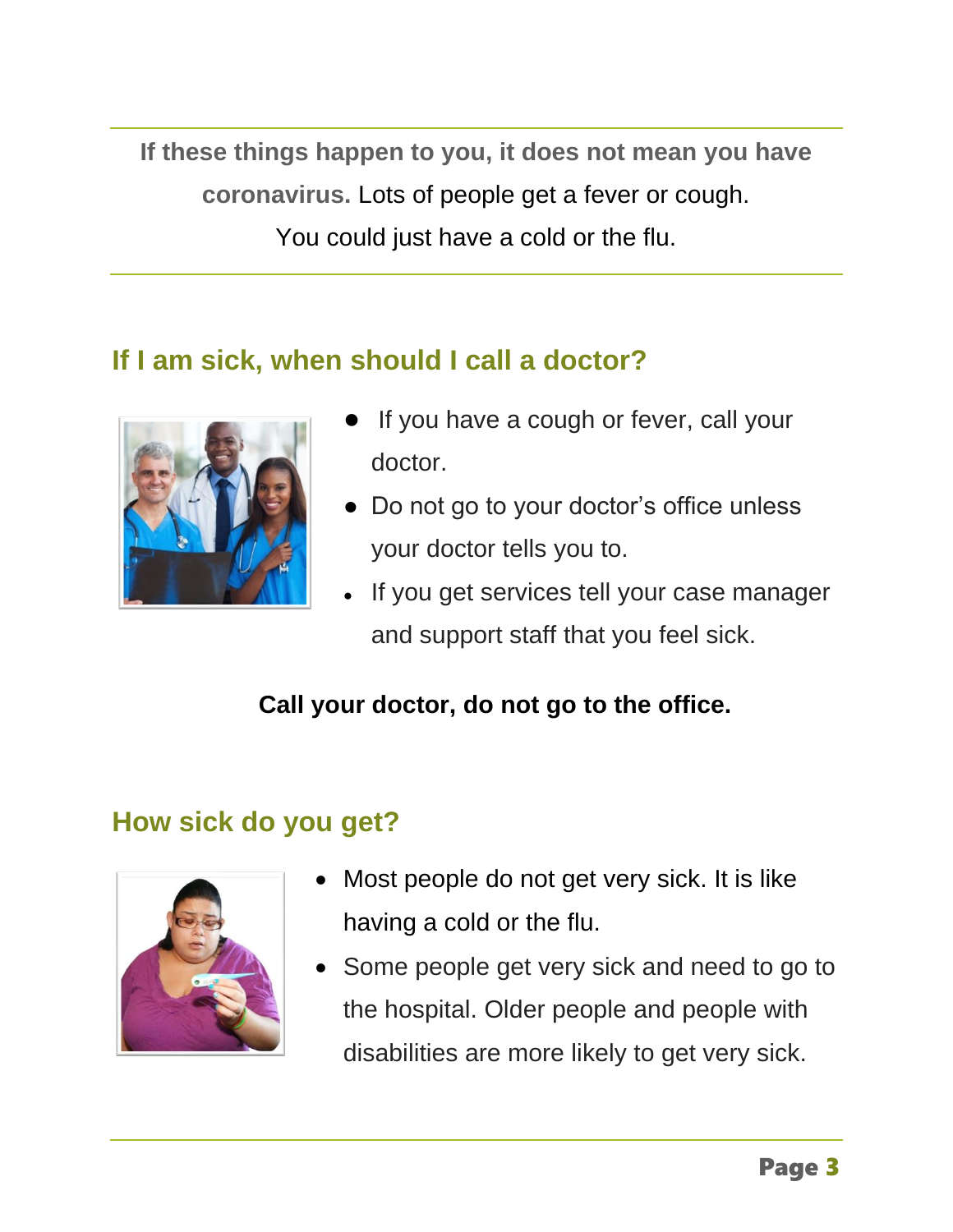**If these things happen to you, it does not mean you have coronavirus.** Lots of people get a fever or cough. You could just have a cold or the flu.

## If I am sick, when should I call a doctor?

- If you have a cough or fever, call your doctor.
- Do not go to your doctor's office unless your doctor tells you to.
- If you get services tell your case manager and support staff that you feel sick.

**Call your doctor, do not go to the office.**

## How sick do you get?

- Most people do not get very sick. It is like having a cold or the flu.
- Some people get very sick and need to go to the hospital. Older people and people with disabilities are more likely to get very sick.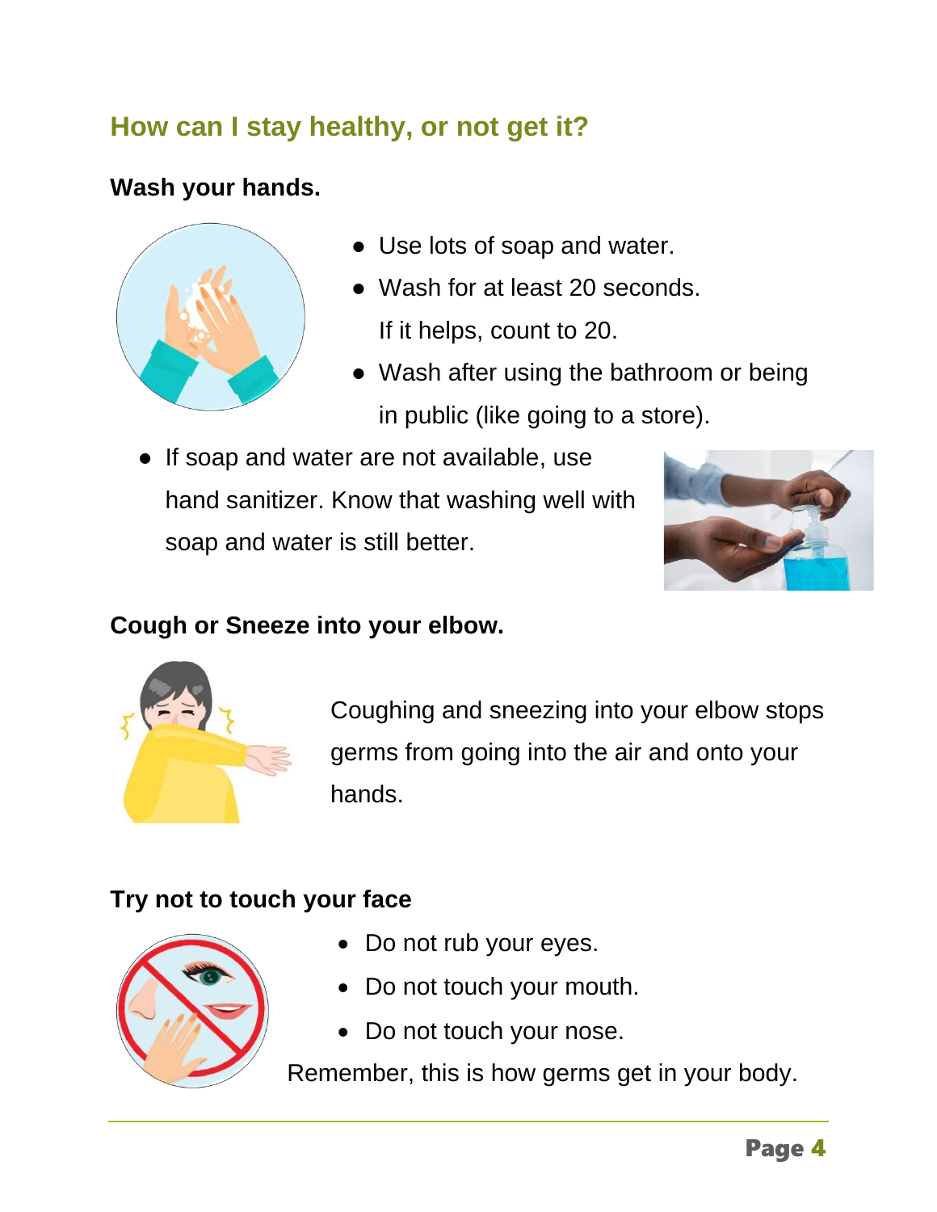## How can I stay healthy, or not get it?

### Wash your hands.

- Use lots of soap and water.
- Wash for at least 20 seconds. If it helps, count to 20.
- Wash after using the bathroom or being in public (like going to a store).
- If soap and water are not available, use hand sanitizer. Know that washing well with soap and water is still better.

### Cough or Sneeze into your elbow.

Coughing and sneezing into your elbow stops germs from going into the air and onto your hands.

### Try not to touch your face

- Do not rub your eyes.
- Do not touch your mouth.
- Do not touch your nose.

Remember, this is how germs get in your body.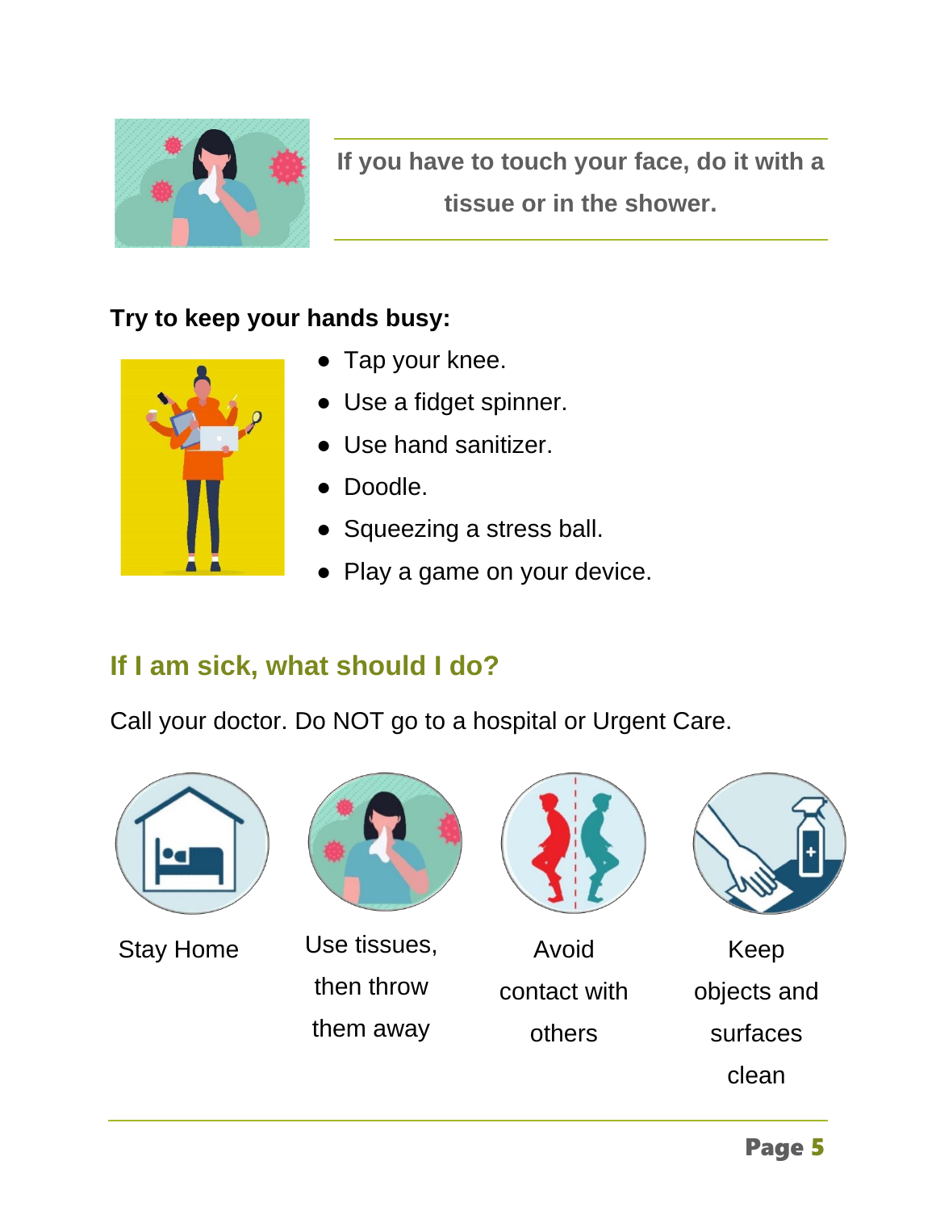**If you have to touch your face, do it with a tissue or in the shower.**

**Try to keep your hands busy:**

- Tap your knee.
- Use a fidget spinner.
- Use hand sanitizer.
- Doodle.
- Squeezing a stress ball.
- Play a game on your device.

## If I am sick, what should I do?

Call your doctor. Do NOT go to a hospital or Urgent Care.

Stay Home

Use tissues, then throw them away

Avoid contact with others

Keep objects and surfaces clean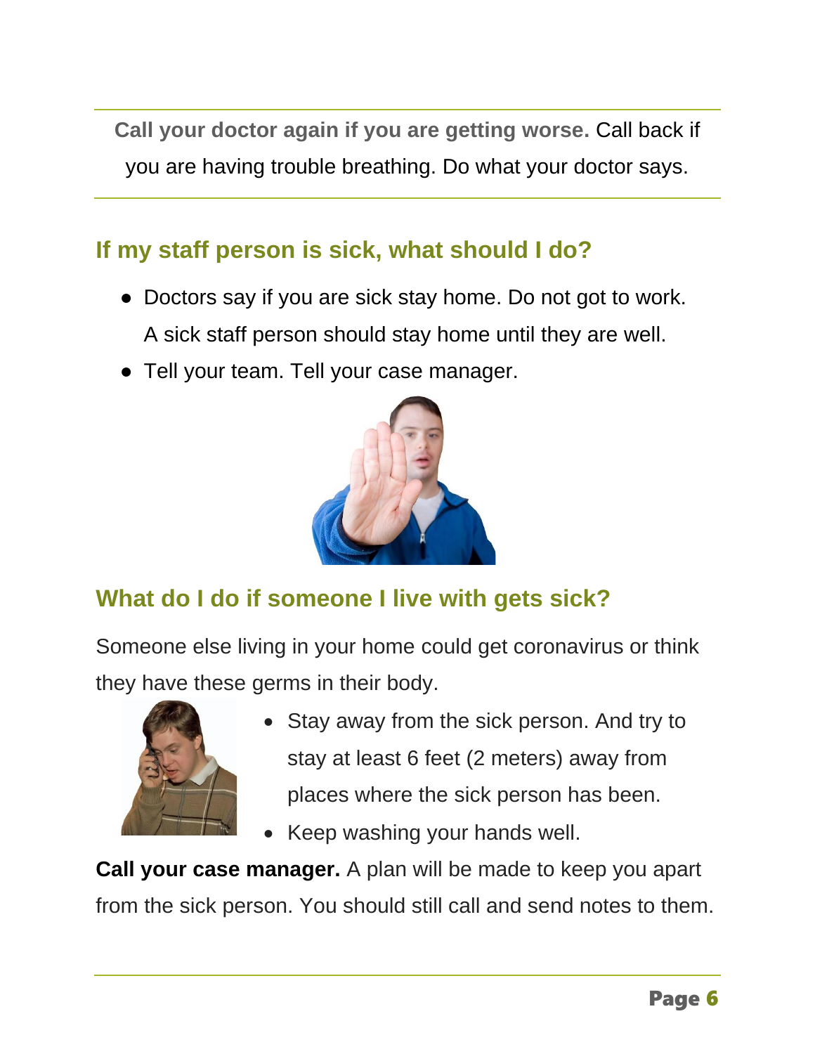**Call your doctor again if you are getting worse.** Call back if you are having trouble breathing. Do what your doctor says.

## If my staff person is sick, what should I do?

- Doctors say if you are sick stay home. Do not got to work. A sick staff person should stay home until they are well.
- Tell your team. Tell your case manager.

## What do I do if someone I live with gets sick?

Someone else living in your home could get coronavirus or think they have these germs in their body.

- Stay away from the sick person. And try to stay at least 6 feet (2 meters) away from places where the sick person has been.
- Keep washing your hands well.

**Call your case manager.** A plan will be made to keep you apart from the sick person. You should still call and send notes to them.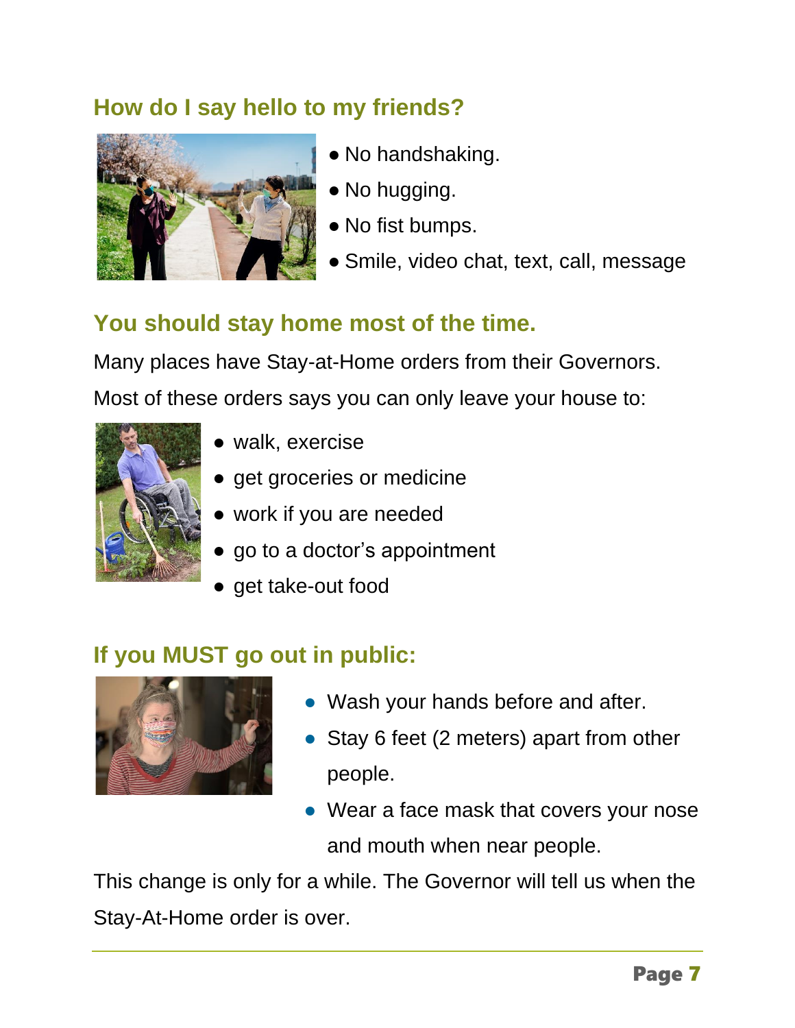## How do I say hello to my friends?

- No handshaking.
- No hugging.
- No fist bumps.
- Smile, video chat, text, call, message

## You should stay home most of the time.

Many places have Stay-at-Home orders from their Governors.

Most of these orders says you can only leave your house to:

- walk, exercise
- get groceries or medicine
- work if you are needed
- go to a doctor's appointment
- get take-out food

## If you MUST go out in public:

- Wash your hands before and after.
- Stay 6 feet (2 meters) apart from other people.
- Wear a face mask that covers your nose and mouth when near people.

This change is only for a while. The Governor will tell us when the Stay-At-Home order is over.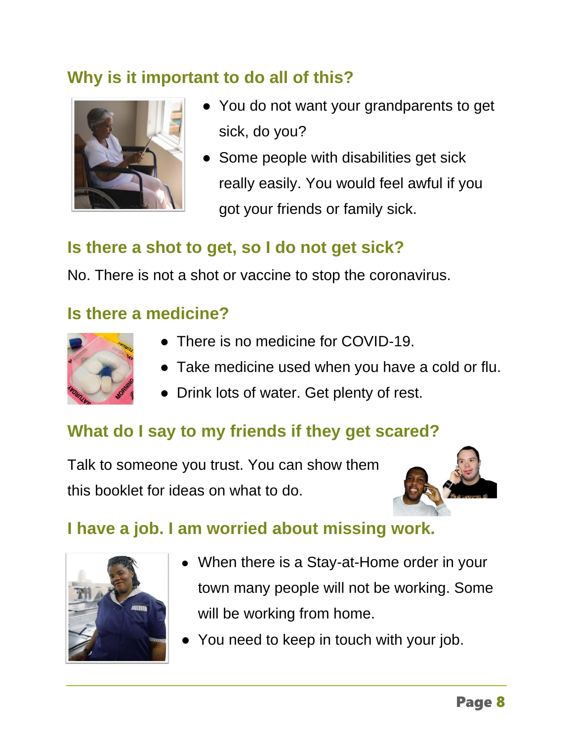## Why is it important to do all of this?

- You do not want your grandparents to get sick, do you?
- Some people with disabilities get sick really easily. You would feel awful if you got your friends or family sick.

## Is there a shot to get, so I do not get sick?

No. There is not a shot or vaccine to stop the coronavirus.

## Is there a medicine?

- There is no medicine for COVID-19.
- Take medicine used when you have a cold or flu.
- Drink lots of water. Get plenty of rest.

## What do I say to my friends if they get scared?

Talk to someone you trust. You can show them this booklet for ideas on what to do.

## I have a job. I am worried about missing work.

- When there is a Stay-at-Home order in your town many people will not be working. Some will be working from home.
- You need to keep in touch with your job.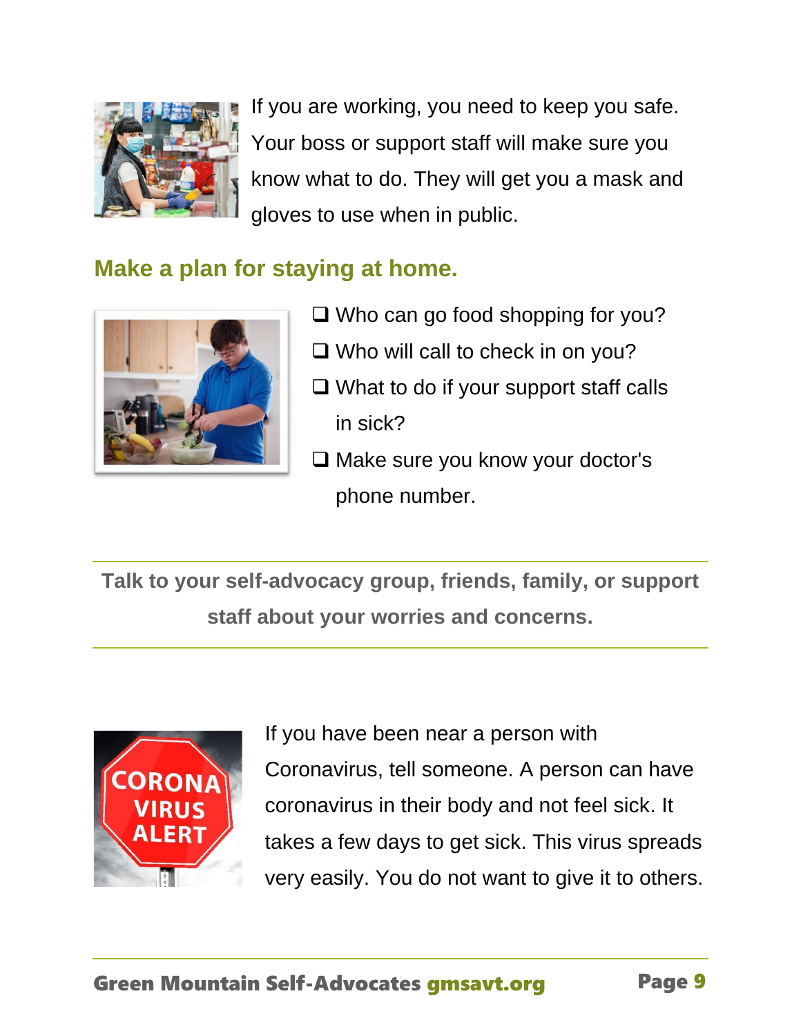If you are working, you need to keep you safe. Your boss or support staff will make sure you know what to do. They will get you a mask and gloves to use when in public.

## Make a plan for staying at home.

- ❑ Who can go food shopping for you?
- ❑ Who will call to check in on you?
- ❑ What to do if your support staff calls in sick?
- ❑ Make sure you know your doctor's phone number.

---

**Talk to your self-advocacy group, friends, family, or support staff about your worries and concerns.**

---

If you have been near a person with Coronavirus, tell someone. A person can have coronavirus in their body and not feel sick. It takes a few days to get sick. This virus spreads very easily. You do not want to give it to others.